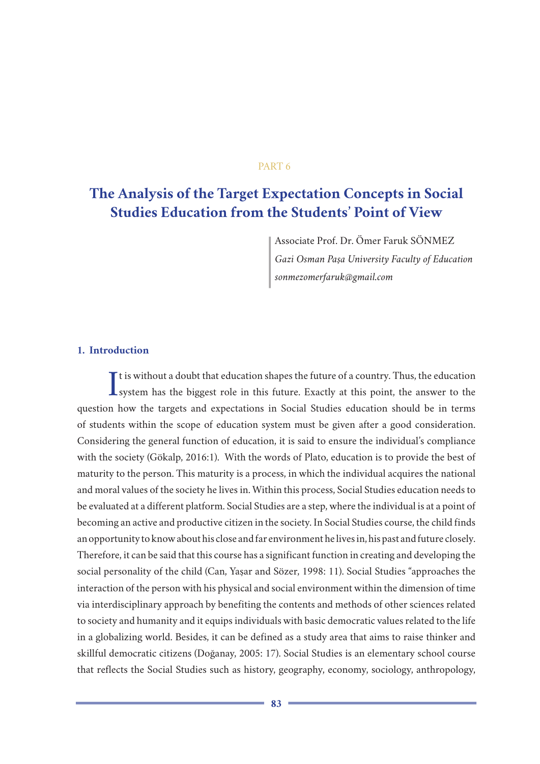PART 6

# The Analysis of the Target Expectation Concepts in Social Studies Education from the Students' Point of View

Associate Prof. Dr. Ömer Faruk SÖNMEZ

*Gazi Osman Paşa University Faculty of Education*

*sonmezomerfaruk@gmail.com*

## 1. Introduction

It is without a doubt that education shapes the future of a country. Thus, the education system has the biggest role in this future. Exactly at this point, the answer to the question how the targets and expectations in Social Studies education should be in terms of students within the scope of education system must be given after a good consideration. Considering the general function of education, it is said to ensure the individual's compliance with the society (Gökalp, 2016:1). With the words of Plato, education is to provide the best of maturity to the person. This maturity is a process, in which the individual acquires the national and moral values of the society he lives in. Within this process, Social Studies education needs to be evaluated at a different platform. Social Studies are a step, where the individual is at a point of becoming an active and productive citizen in the society. In Social Studies course, the child finds an opportunity to know about his close and far environment he lives in, his past and future closely. Therefore, it can be said that this course has a significant function in creating and developing the social personality of the child (Can, Yaşar and Sözer, 1998: 11). Social Studies "approaches the interaction of the person with his physical and social environment within the dimension of time via interdisciplinary approach by benefiting the contents and methods of other sciences related to society and humanity and it equips individuals with basic democratic values related to the life in a globalizing world. Besides, it can be defined as a study area that aims to raise thinker and skillful democratic citizens (Doğanay, 2005: 17). Social Studies is an elementary school course that reflects the Social Studies such as history, geography, economy, sociology, anthropology,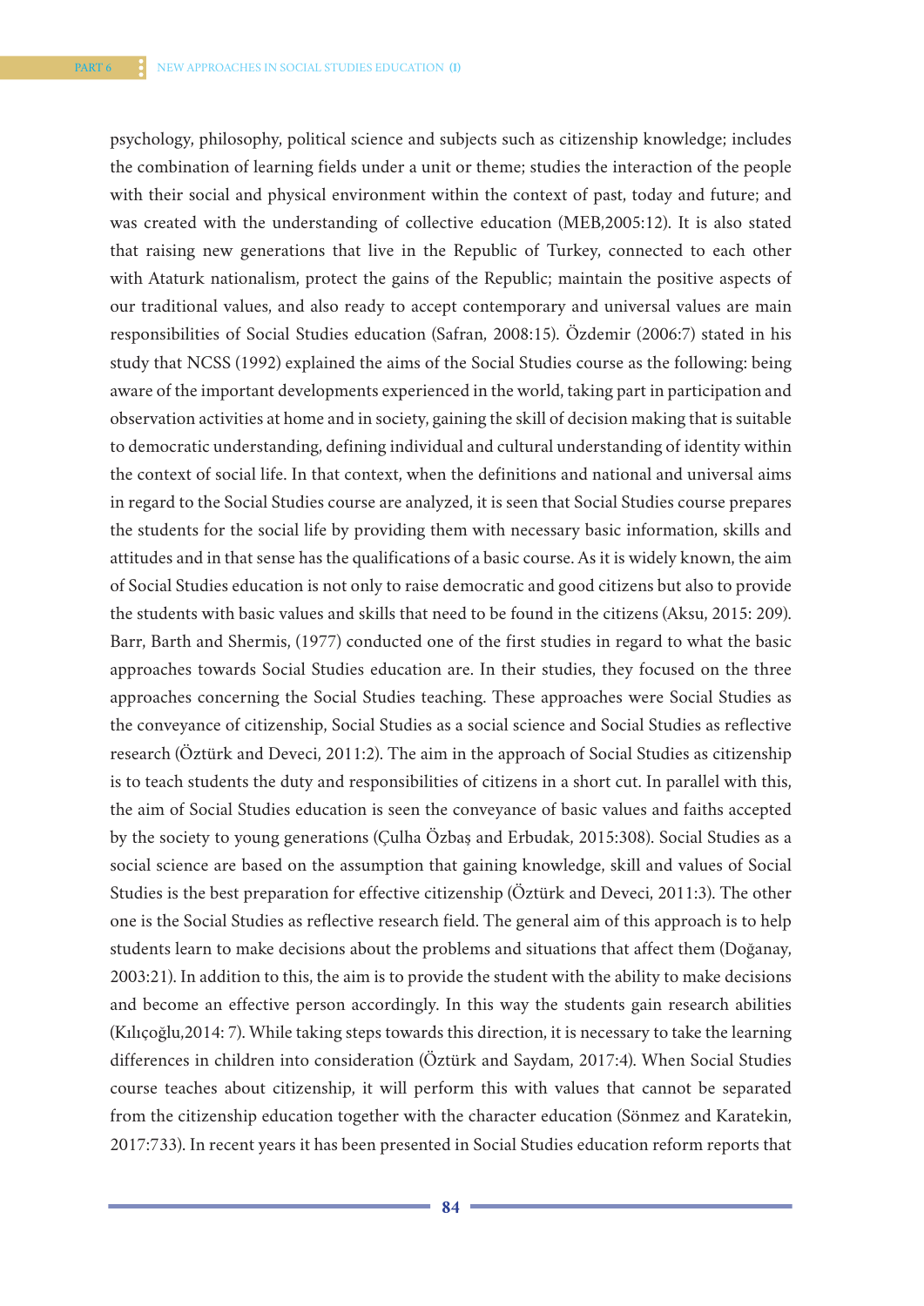psychology, philosophy, political science and subjects such as citizenship knowledge; includes the combination of learning fields under a unit or theme; studies the interaction of the people with their social and physical environment within the context of past, today and future; and was created with the understanding of collective education (MEB,2005:12). It is also stated that raising new generations that live in the Republic of Turkey, connected to each other with Ataturk nationalism, protect the gains of the Republic; maintain the positive aspects of our traditional values, and also ready to accept contemporary and universal values are main responsibilities of Social Studies education (Safran, 2008:15). Özdemir (2006:7) stated in his study that NCSS (1992) explained the aims of the Social Studies course as the following: being aware of the important developments experienced in the world, taking part in participation and observation activities at home and in society, gaining the skill of decision making that is suitable to democratic understanding, defining individual and cultural understanding of identity within the context of social life. In that context, when the definitions and national and universal aims in regard to the Social Studies course are analyzed, it is seen that Social Studies course prepares the students for the social life by providing them with necessary basic information, skills and attitudes and in that sense has the qualifications of a basic course. As it is widely known, the aim of Social Studies education is not only to raise democratic and good citizens but also to provide the students with basic values and skills that need to be found in the citizens (Aksu, 2015: 209). Barr, Barth and Shermis, (1977) conducted one of the first studies in regard to what the basic approaches towards Social Studies education are. In their studies, they focused on the three approaches concerning the Social Studies teaching. These approaches were Social Studies as the conveyance of citizenship, Social Studies as a social science and Social Studies as reflective research (Öztürk and Deveci, 2011:2). The aim in the approach of Social Studies as citizenship is to teach students the duty and responsibilities of citizens in a short cut. In parallel with this, the aim of Social Studies education is seen the conveyance of basic values and faiths accepted by the society to young generations (Çulha Özbaş and Erbudak, 2015:308). Social Studies as a social science are based on the assumption that gaining knowledge, skill and values of Social Studies is the best preparation for effective citizenship (Öztürk and Deveci, 2011:3). The other one is the Social Studies as reflective research field. The general aim of this approach is to help students learn to make decisions about the problems and situations that affect them (Doğanay, 2003:21). In addition to this, the aim is to provide the student with the ability to make decisions and become an effective person accordingly. In this way the students gain research abilities (Kılıçoğlu,2014: 7). While taking steps towards this direction, it is necessary to take the learning differences in children into consideration (Öztürk and Saydam, 2017:4). When Social Studies course teaches about citizenship, it will perform this with values that cannot be separated from the citizenship education together with the character education (Sönmez and Karatekin, 2017:733). In recent years it has been presented in Social Studies education reform reports that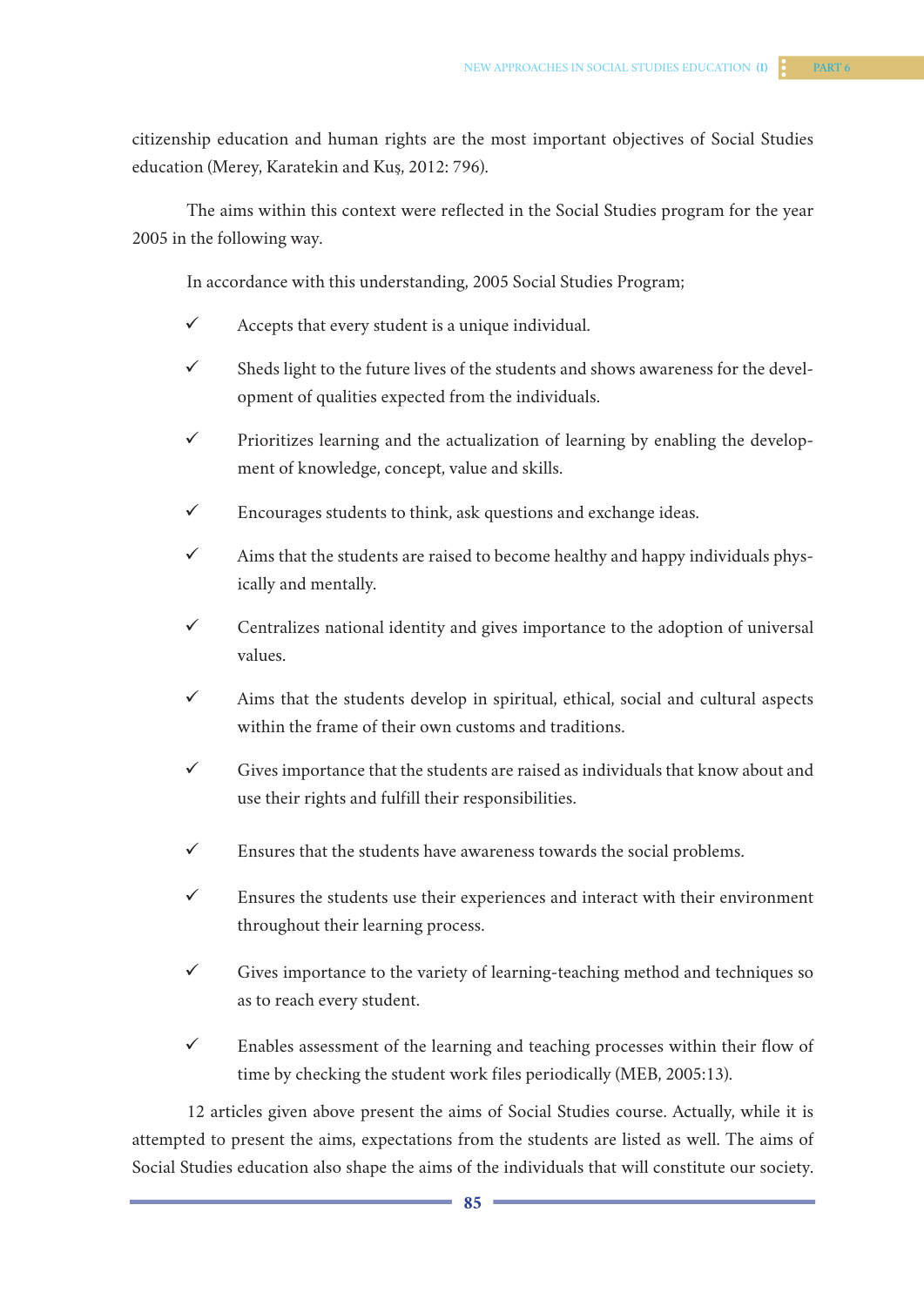citizenship education and human rights are the most important objectives of Social Studies education (Merey, Karatekin and Kuş, 2012: 796).

The aims within this context were reflected in the Social Studies program for the year 2005 in the following way.

In accordance with this understanding, 2005 Social Studies Program;

- ✓ Accepts that every student is a unique individual.
- ✓ Sheds light to the future lives of the students and shows awareness for the development of qualities expected from the individuals.
- ✓ Prioritizes learning and the actualization of learning by enabling the development of knowledge, concept, value and skills.
- ✓ Encourages students to think, ask questions and exchange ideas.
- ✓ Aims that the students are raised to become healthy and happy individuals physically and mentally.
- ✓ Centralizes national identity and gives importance to the adoption of universal values.
- ✓ Aims that the students develop in spiritual, ethical, social and cultural aspects within the frame of their own customs and traditions.
- ✓ Gives importance that the students are raised as individuals that know about and use their rights and fulfill their responsibilities.
- ✓ Ensures that the students have awareness towards the social problems.
- ✓ Ensures the students use their experiences and interact with their environment throughout their learning process.
- ✓ Gives importance to the variety of learning-teaching method and techniques so as to reach every student.
- ✓ Enables assessment of the learning and teaching processes within their flow of time by checking the student work files periodically (MEB, 2005:13).

12 articles given above present the aims of Social Studies course. Actually, while it is attempted to present the aims, expectations from the students are listed as well. The aims of Social Studies education also shape the aims of the individuals that will constitute our society.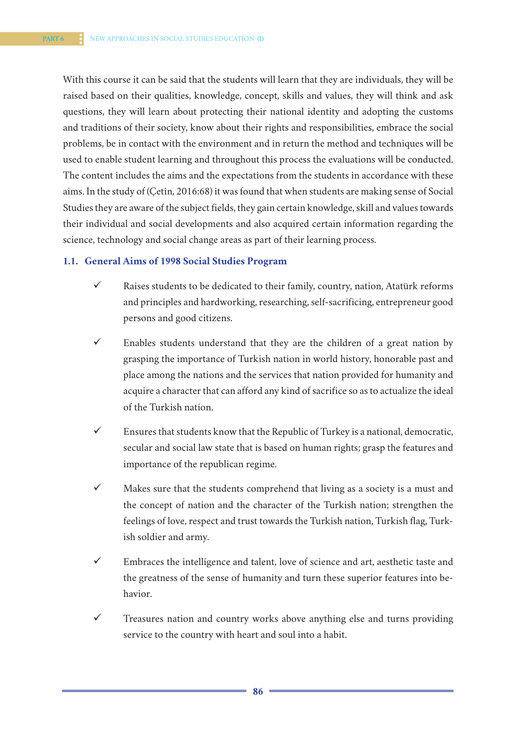With this course it can be said that the students will learn that they are individuals, they will be raised based on their qualities, knowledge, concept, skills and values, they will think and ask questions, they will learn about protecting their national identity and adopting the customs and traditions of their society, know about their rights and responsibilities, embrace the social problems, be in contact with the environment and in return the method and techniques will be used to enable student learning and throughout this process the evaluations will be conducted. The content includes the aims and the expectations from the students in accordance with these aims. In the study of (Çetin, 2016:68) it was found that when students are making sense of Social Studies they are aware of the subject fields, they gain certain knowledge, skill and values towards their individual and social developments and also acquired certain information regarding the science, technology and social change areas as part of their learning process.

### 1.1. General Aims of 1998 Social Studies Program

- ✓ Raises students to be dedicated to their family, country, nation, Atatürk reforms and principles and hardworking, researching, self-sacrificing, entrepreneur good persons and good citizens.
- ✓ Enables students understand that they are the children of a great nation by grasping the importance of Turkish nation in world history, honorable past and place among the nations and the services that nation provided for humanity and acquire a character that can afford any kind of sacrifice so as to actualize the ideal of the Turkish nation.
- ✓ Ensures that students know that the Republic of Turkey is a national, democratic, secular and social law state that is based on human rights; grasp the features and importance of the republican regime.
- ✓ Makes sure that the students comprehend that living as a society is a must and the concept of nation and the character of the Turkish nation; strengthen the feelings of love, respect and trust towards the Turkish nation, Turkish flag, Turkish soldier and army.
- ✓ Embraces the intelligence and talent, love of science and art, aesthetic taste and the greatness of the sense of humanity and turn these superior features into behavior.
- ✓ Treasures nation and country works above anything else and turns providing service to the country with heart and soul into a habit.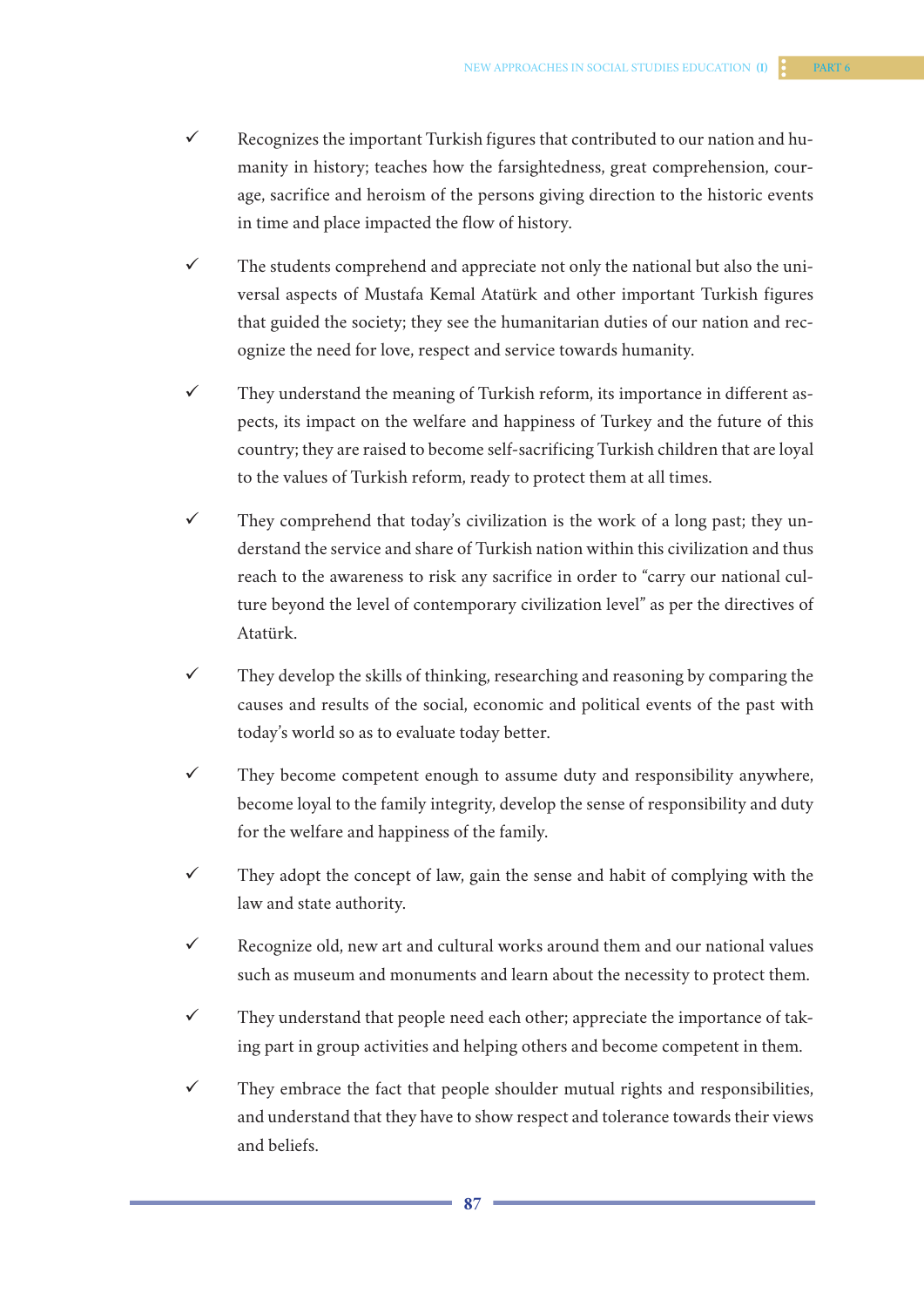- ✓ Recognizes the important Turkish figures that contributed to our nation and humanity in history; teaches how the farsightedness, great comprehension, courage, sacrifice and heroism of the persons giving direction to the historic events in time and place impacted the flow of history.
- ✓ The students comprehend and appreciate not only the national but also the universal aspects of Mustafa Kemal Atatürk and other important Turkish figures that guided the society; they see the humanitarian duties of our nation and recognize the need for love, respect and service towards humanity.
- ✓ They understand the meaning of Turkish reform, its importance in different aspects, its impact on the welfare and happiness of Turkey and the future of this country; they are raised to become self-sacrificing Turkish children that are loyal to the values of Turkish reform, ready to protect them at all times.
- ✓ They comprehend that today's civilization is the work of a long past; they understand the service and share of Turkish nation within this civilization and thus reach to the awareness to risk any sacrifice in order to "carry our national culture beyond the level of contemporary civilization level" as per the directives of Atatürk.
- ✓ They develop the skills of thinking, researching and reasoning by comparing the causes and results of the social, economic and political events of the past with today's world so as to evaluate today better.
- ✓ They become competent enough to assume duty and responsibility anywhere, become loyal to the family integrity, develop the sense of responsibility and duty for the welfare and happiness of the family.
- ✓ They adopt the concept of law, gain the sense and habit of complying with the law and state authority.
- ✓ Recognize old, new art and cultural works around them and our national values such as museum and monuments and learn about the necessity to protect them.
- ✓ They understand that people need each other; appreciate the importance of taking part in group activities and helping others and become competent in them.
- ✓ They embrace the fact that people shoulder mutual rights and responsibilities, and understand that they have to show respect and tolerance towards their views and beliefs.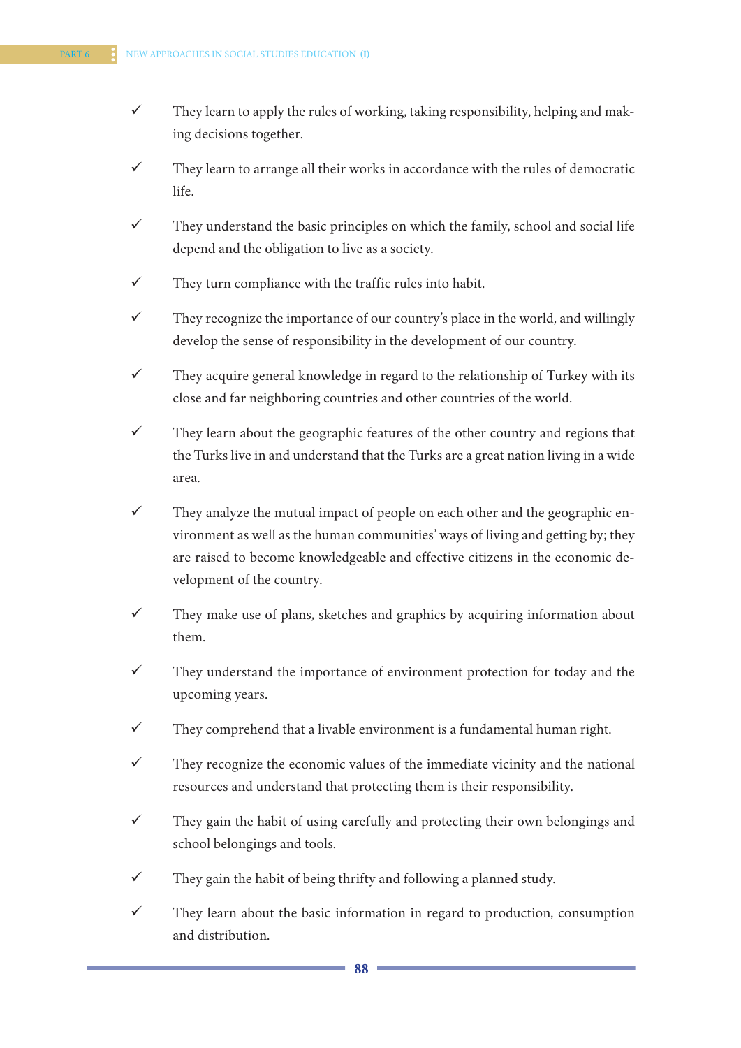- ✓ They learn to apply the rules of working, taking responsibility, helping and making decisions together.
- ✓ They learn to arrange all their works in accordance with the rules of democratic life.
- ✓ They understand the basic principles on which the family, school and social life depend and the obligation to live as a society.
- ✓ They turn compliance with the traffic rules into habit.
- ✓ They recognize the importance of our country's place in the world, and willingly develop the sense of responsibility in the development of our country.
- ✓ They acquire general knowledge in regard to the relationship of Turkey with its close and far neighboring countries and other countries of the world.
- ✓ They learn about the geographic features of the other country and regions that the Turks live in and understand that the Turks are a great nation living in a wide area.
- ✓ They analyze the mutual impact of people on each other and the geographic environment as well as the human communities' ways of living and getting by; they are raised to become knowledgeable and effective citizens in the economic development of the country.
- ✓ They make use of plans, sketches and graphics by acquiring information about them.
- ✓ They understand the importance of environment protection for today and the upcoming years.
- ✓ They comprehend that a livable environment is a fundamental human right.
- ✓ They recognize the economic values of the immediate vicinity and the national resources and understand that protecting them is their responsibility.
- ✓ They gain the habit of using carefully and protecting their own belongings and school belongings and tools.
- ✓ They gain the habit of being thrifty and following a planned study.
- ✓ They learn about the basic information in regard to production, consumption and distribution.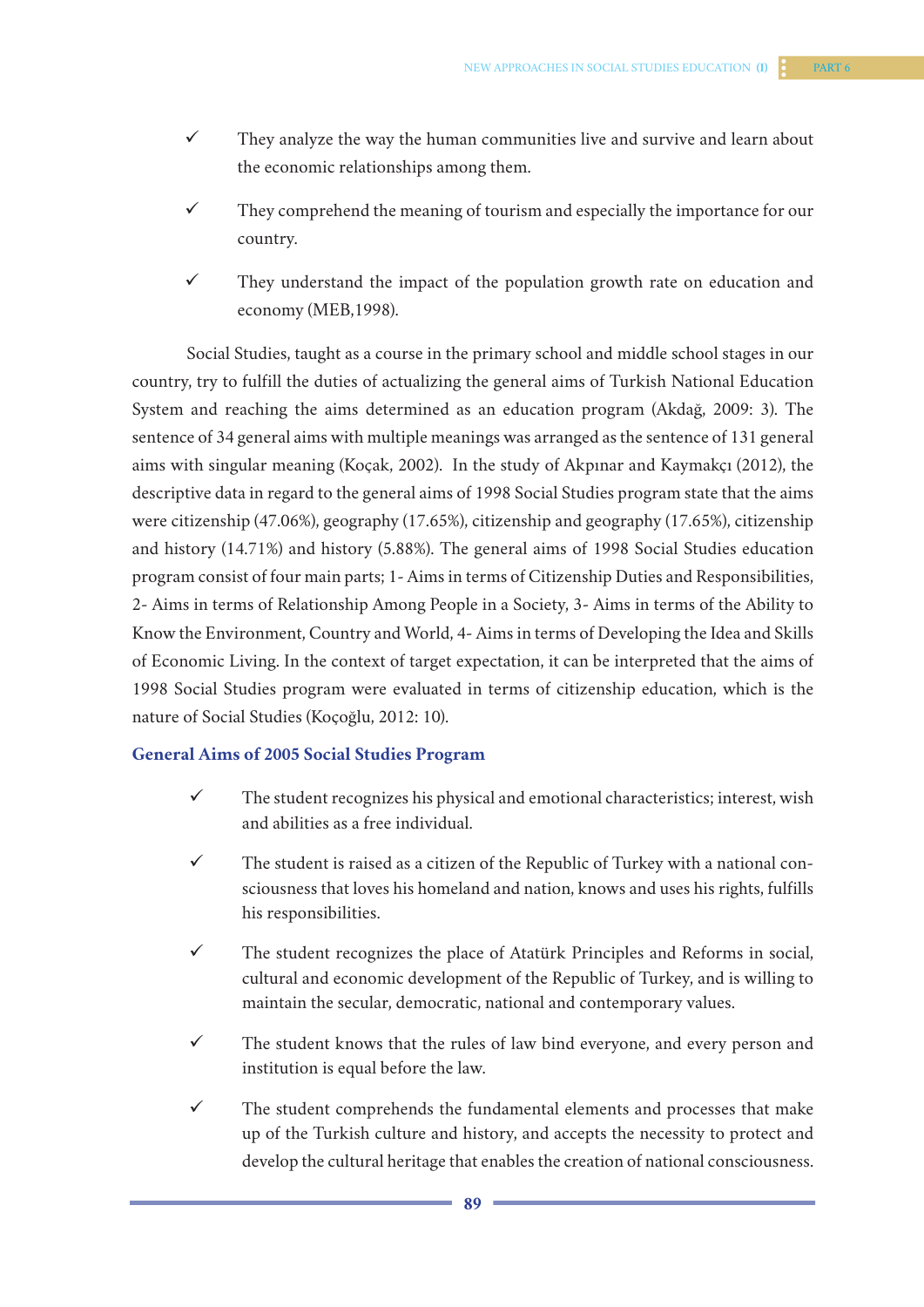- ✓ They analyze the way the human communities live and survive and learn about the economic relationships among them.
- ✓ They comprehend the meaning of tourism and especially the importance for our country.
- ✓ They understand the impact of the population growth rate on education and economy (MEB,1998).

Social Studies, taught as a course in the primary school and middle school stages in our country, try to fulfill the duties of actualizing the general aims of Turkish National Education System and reaching the aims determined as an education program (Akdağ, 2009: 3). The sentence of 34 general aims with multiple meanings was arranged as the sentence of 131 general aims with singular meaning (Koçak, 2002). In the study of Akpınar and Kaymakçı (2012), the descriptive data in regard to the general aims of 1998 Social Studies program state that the aims were citizenship (47.06%), geography (17.65%), citizenship and geography (17.65%), citizenship and history (14.71%) and history (5.88%). The general aims of 1998 Social Studies education program consist of four main parts; 1- Aims in terms of Citizenship Duties and Responsibilities, 2- Aims in terms of Relationship Among People in a Society, 3- Aims in terms of the Ability to Know the Environment, Country and World, 4- Aims in terms of Developing the Idea and Skills of Economic Living. In the context of target expectation, it can be interpreted that the aims of 1998 Social Studies program were evaluated in terms of citizenship education, which is the nature of Social Studies (Koçoğlu, 2012: 10).

## General Aims of 2005 Social Studies Program

- ✓ The student recognizes his physical and emotional characteristics; interest, wish and abilities as a free individual.
- ✓ The student is raised as a citizen of the Republic of Turkey with a national consciousness that loves his homeland and nation, knows and uses his rights, fulfills his responsibilities.
- ✓ The student recognizes the place of Atatürk Principles and Reforms in social, cultural and economic development of the Republic of Turkey, and is willing to maintain the secular, democratic, national and contemporary values.
- ✓ The student knows that the rules of law bind everyone, and every person and institution is equal before the law.
- ✓ The student comprehends the fundamental elements and processes that make up of the Turkish culture and history, and accepts the necessity to protect and develop the cultural heritage that enables the creation of national consciousness.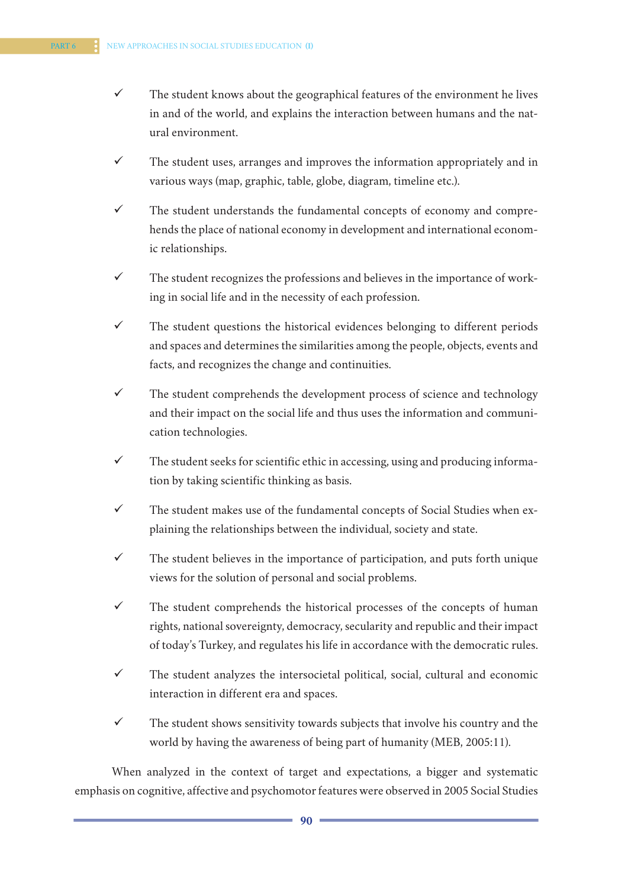- ✓ The student knows about the geographical features of the environment he lives in and of the world, and explains the interaction between humans and the natural environment.
- ✓ The student uses, arranges and improves the information appropriately and in various ways (map, graphic, table, globe, diagram, timeline etc.).
- ✓ The student understands the fundamental concepts of economy and comprehends the place of national economy in development and international economic relationships.
- ✓ The student recognizes the professions and believes in the importance of working in social life and in the necessity of each profession.
- ✓ The student questions the historical evidences belonging to different periods and spaces and determines the similarities among the people, objects, events and facts, and recognizes the change and continuities.
- ✓ The student comprehends the development process of science and technology and their impact on the social life and thus uses the information and communication technologies.
- ✓ The student seeks for scientific ethic in accessing, using and producing information by taking scientific thinking as basis.
- ✓ The student makes use of the fundamental concepts of Social Studies when explaining the relationships between the individual, society and state.
- ✓ The student believes in the importance of participation, and puts forth unique views for the solution of personal and social problems.
- ✓ The student comprehends the historical processes of the concepts of human rights, national sovereignty, democracy, secularity and republic and their impact of today's Turkey, and regulates his life in accordance with the democratic rules.
- ✓ The student analyzes the intersocietal political, social, cultural and economic interaction in different era and spaces.
- ✓ The student shows sensitivity towards subjects that involve his country and the world by having the awareness of being part of humanity (MEB, 2005:11).

When analyzed in the context of target and expectations, a bigger and systematic emphasis on cognitive, affective and psychomotor features were observed in 2005 Social Studies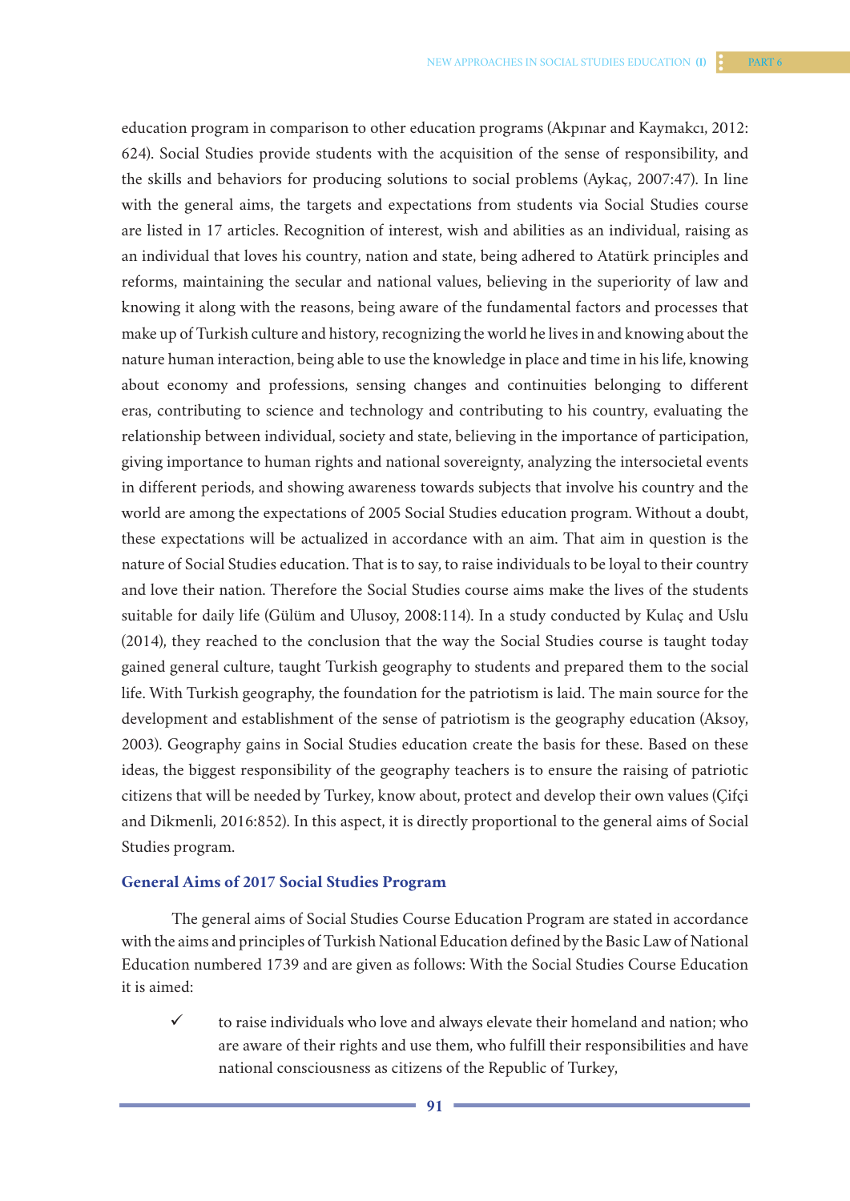education program in comparison to other education programs (Akpınar and Kaymakcı, 2012: 624). Social Studies provide students with the acquisition of the sense of responsibility, and the skills and behaviors for producing solutions to social problems (Aykaç, 2007:47). In line with the general aims, the targets and expectations from students via Social Studies course are listed in 17 articles. Recognition of interest, wish and abilities as an individual, raising as an individual that loves his country, nation and state, being adhered to Atatürk principles and reforms, maintaining the secular and national values, believing in the superiority of law and knowing it along with the reasons, being aware of the fundamental factors and processes that make up of Turkish culture and history, recognizing the world he lives in and knowing about the nature human interaction, being able to use the knowledge in place and time in his life, knowing about economy and professions, sensing changes and continuities belonging to different eras, contributing to science and technology and contributing to his country, evaluating the relationship between individual, society and state, believing in the importance of participation, giving importance to human rights and national sovereignty, analyzing the intersocietal events in different periods, and showing awareness towards subjects that involve his country and the world are among the expectations of 2005 Social Studies education program. Without a doubt, these expectations will be actualized in accordance with an aim. That aim in question is the nature of Social Studies education. That is to say, to raise individuals to be loyal to their country and love their nation. Therefore the Social Studies course aims make the lives of the students suitable for daily life (Gülüm and Ulusoy, 2008:114). In a study conducted by Kulaç and Uslu (2014), they reached to the conclusion that the way the Social Studies course is taught today gained general culture, taught Turkish geography to students and prepared them to the social life. With Turkish geography, the foundation for the patriotism is laid. The main source for the development and establishment of the sense of patriotism is the geography education (Aksoy, 2003). Geography gains in Social Studies education create the basis for these. Based on these ideas, the biggest responsibility of the geography teachers is to ensure the raising of patriotic citizens that will be needed by Turkey, know about, protect and develop their own values (Çifçi and Dikmenli, 2016:852). In this aspect, it is directly proportional to the general aims of Social Studies program.

### General Aims of 2017 Social Studies Program

The general aims of Social Studies Course Education Program are stated in accordance with the aims and principles of Turkish National Education defined by the Basic Law of National Education numbered 1739 and are given as follows: With the Social Studies Course Education it is aimed:

- ✓ to raise individuals who love and always elevate their homeland and nation; who are aware of their rights and use them, who fulfill their responsibilities and have national consciousness as citizens of the Republic of Turkey,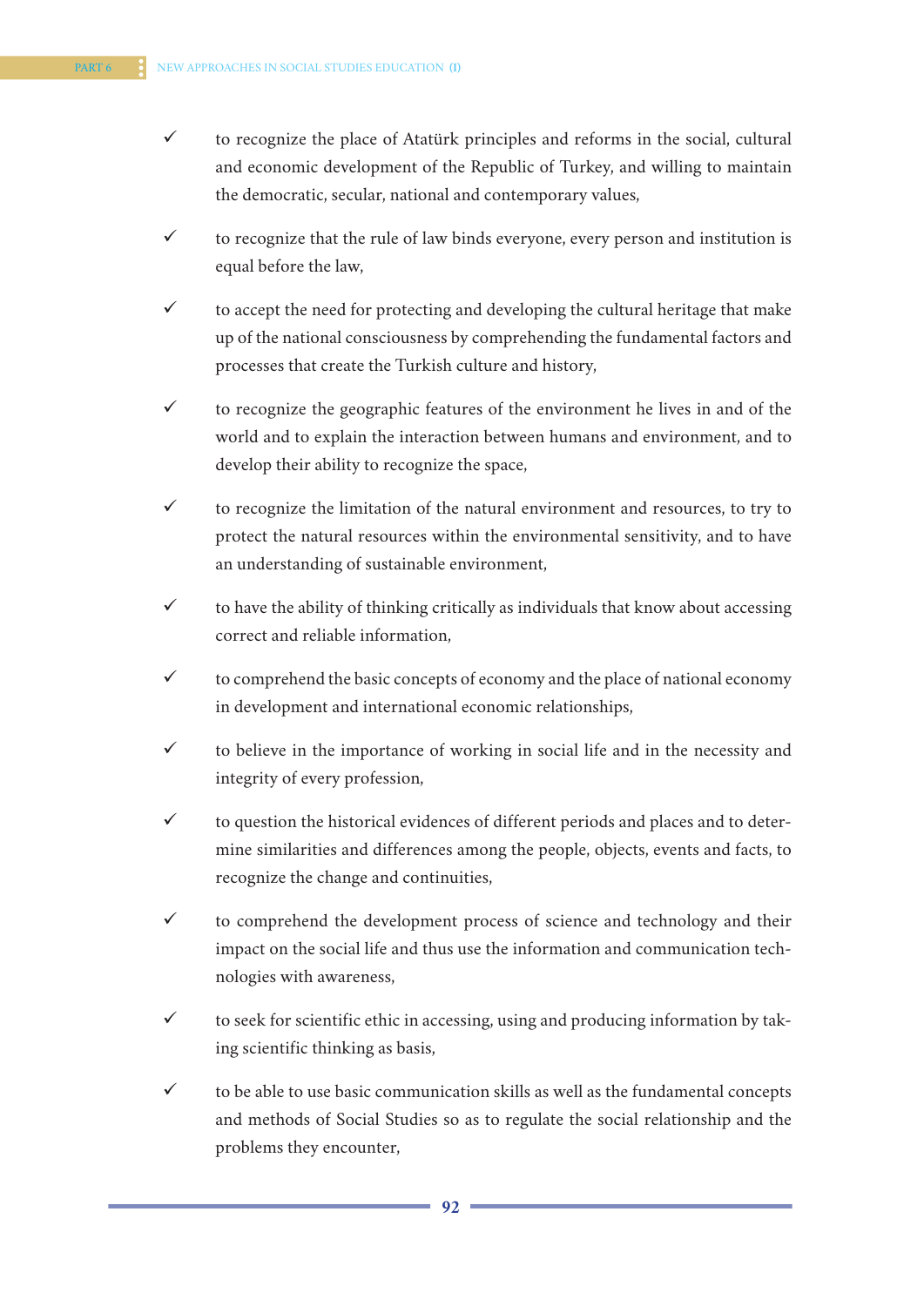- ✓ to recognize the place of Atatürk principles and reforms in the social, cultural and economic development of the Republic of Turkey, and willing to maintain the democratic, secular, national and contemporary values,
- ✓ to recognize that the rule of law binds everyone, every person and institution is equal before the law,
- ✓ to accept the need for protecting and developing the cultural heritage that make up of the national consciousness by comprehending the fundamental factors and processes that create the Turkish culture and history,
- ✓ to recognize the geographic features of the environment he lives in and of the world and to explain the interaction between humans and environment, and to develop their ability to recognize the space,
- ✓ to recognize the limitation of the natural environment and resources, to try to protect the natural resources within the environmental sensitivity, and to have an understanding of sustainable environment,
- ✓ to have the ability of thinking critically as individuals that know about accessing correct and reliable information,
- ✓ to comprehend the basic concepts of economy and the place of national economy in development and international economic relationships,
- ✓ to believe in the importance of working in social life and in the necessity and integrity of every profession,
- ✓ to question the historical evidences of different periods and places and to determine similarities and differences among the people, objects, events and facts, to recognize the change and continuities,
- ✓ to comprehend the development process of science and technology and their impact on the social life and thus use the information and communication technologies with awareness,
- ✓ to seek for scientific ethic in accessing, using and producing information by taking scientific thinking as basis,
- ✓ to be able to use basic communication skills as well as the fundamental concepts and methods of Social Studies so as to regulate the social relationship and the problems they encounter,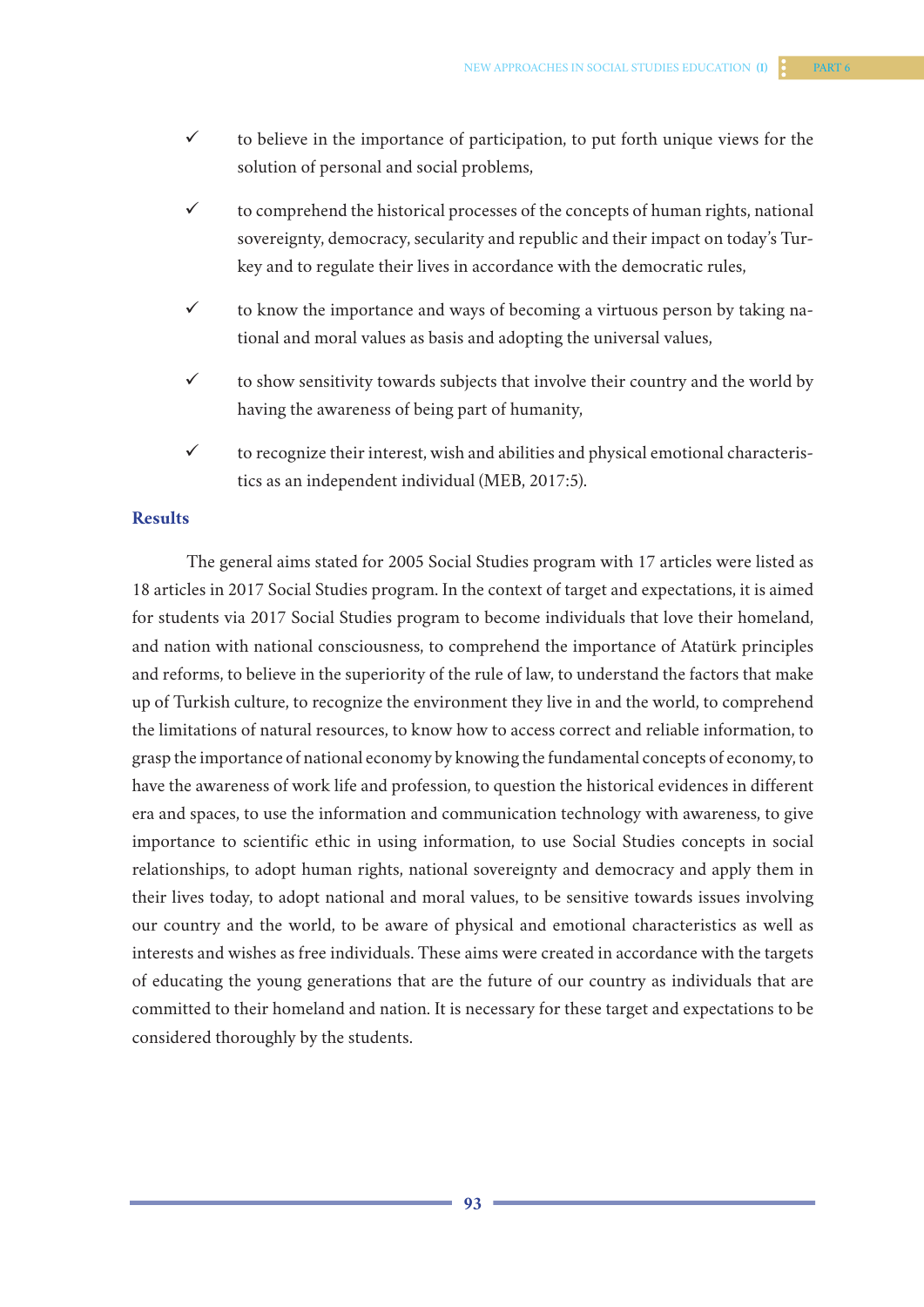- ✓ to believe in the importance of participation, to put forth unique views for the solution of personal and social problems,
- ✓ to comprehend the historical processes of the concepts of human rights, national sovereignty, democracy, secularity and republic and their impact on today's Turkey and to regulate their lives in accordance with the democratic rules,
- ✓ to know the importance and ways of becoming a virtuous person by taking national and moral values as basis and adopting the universal values,
- ✓ to show sensitivity towards subjects that involve their country and the world by having the awareness of being part of humanity,
- ✓ to recognize their interest, wish and abilities and physical emotional characteristics as an independent individual (MEB, 2017:5).

## Results

The general aims stated for 2005 Social Studies program with 17 articles were listed as 18 articles in 2017 Social Studies program. In the context of target and expectations, it is aimed for students via 2017 Social Studies program to become individuals that love their homeland, and nation with national consciousness, to comprehend the importance of Atatürk principles and reforms, to believe in the superiority of the rule of law, to understand the factors that make up of Turkish culture, to recognize the environment they live in and the world, to comprehend the limitations of natural resources, to know how to access correct and reliable information, to grasp the importance of national economy by knowing the fundamental concepts of economy, to have the awareness of work life and profession, to question the historical evidences in different era and spaces, to use the information and communication technology with awareness, to give importance to scientific ethic in using information, to use Social Studies concepts in social relationships, to adopt human rights, national sovereignty and democracy and apply them in their lives today, to adopt national and moral values, to be sensitive towards issues involving our country and the world, to be aware of physical and emotional characteristics as well as interests and wishes as free individuals. These aims were created in accordance with the targets of educating the young generations that are the future of our country as individuals that are committed to their homeland and nation. It is necessary for these target and expectations to be considered thoroughly by the students.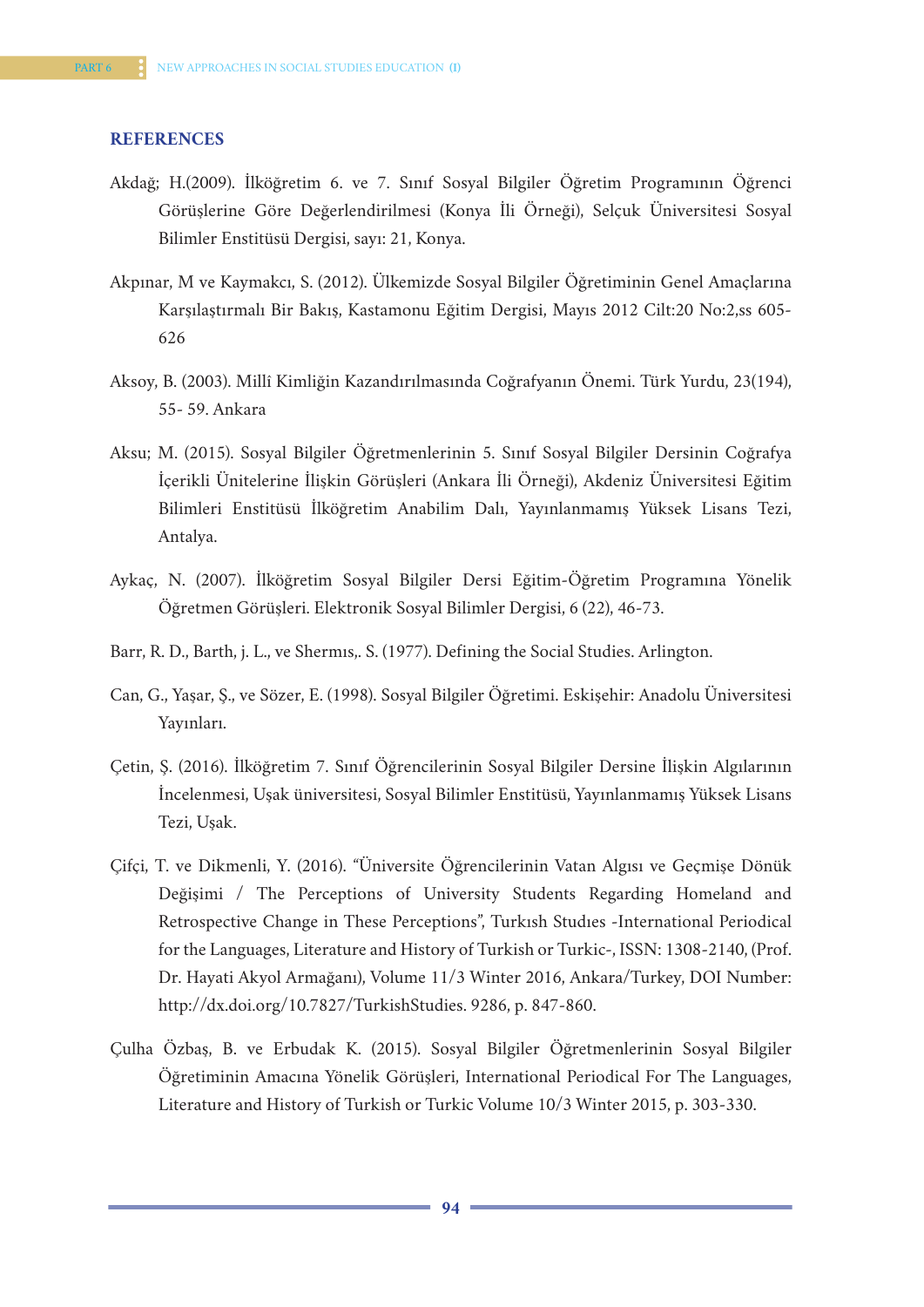## REFERENCES

Akdağ; H.(2009). İlköğretim 6. ve 7. Sınıf Sosyal Bilgiler Öğretim Programının Öğrenci Görüşlerine Göre Değerlendirilmesi (Konya İli Örneği), Selçuk Üniversitesi Sosyal Bilimler Enstitüsü Dergisi, sayı: 21, Konya.

Akpınar, M ve Kaymakcı, S. (2012). Ülkemizde Sosyal Bilgiler Öğretiminin Genel Amaçlarına Karşılaştırmalı Bir Bakış, Kastamonu Eğitim Dergisi, Mayıs 2012 Cilt:20 No:2,ss 605-626

Aksoy, B. (2003). Millî Kimliğin Kazandırılmasında Coğrafyanın Önemi. Türk Yurdu, 23(194), 55- 59. Ankara

Aksu; M. (2015). Sosyal Bilgiler Öğretmenlerinin 5. Sınıf Sosyal Bilgiler Dersinin Coğrafya İçerikli Ünitelerine İlişkin Görüşleri (Ankara İli Örneği), Akdeniz Üniversitesi Eğitim Bilimleri Enstitüsü İlköğretim Anabilim Dalı, Yayınlanmamış Yüksek Lisans Tezi, Antalya.

Aykaç, N. (2007). İlköğretim Sosyal Bilgiler Dersi Eğitim-Öğretim Programına Yönelik Öğretmen Görüşleri. Elektronik Sosyal Bilimler Dergisi, 6 (22), 46-73.

Barr, R. D., Barth, j. L., ve Shermıs,. S. (1977). Defining the Social Studies. Arlington.

Can, G., Yaşar, Ş., ve Sözer, E. (1998). Sosyal Bilgiler Öğretimi. Eskişehir: Anadolu Üniversitesi Yayınları.

Çetin, Ş. (2016). İlköğretim 7. Sınıf Öğrencilerinin Sosyal Bilgiler Dersine İlişkin Algılarının İncelenmesi, Uşak üniversitesi, Sosyal Bilimler Enstitüsü, Yayınlanmamış Yüksek Lisans Tezi, Uşak.

Çifçi, T. ve Dikmenli, Y. (2016). "Üniversite Öğrencilerinin Vatan Algısı ve Geçmişe Dönük Değişimi / The Perceptions of University Students Regarding Homeland and Retrospective Change in These Perceptions", Turkısh Studıes -International Periodical for the Languages, Literature and History of Turkish or Turkic-, ISSN: 1308-2140, (Prof. Dr. Hayati Akyol Armağanı), Volume 11/3 Winter 2016, Ankara/Turkey, DOI Number: http://dx.doi.org/10.7827/TurkishStudies. 9286, p. 847-860.

Çulha Özbaş, B. ve Erbudak K. (2015). Sosyal Bilgiler Öğretmenlerinin Sosyal Bilgiler Öğretiminin Amacına Yönelik Görüşleri, International Periodical For The Languages, Literature and History of Turkish or Turkic Volume 10/3 Winter 2015, p. 303-330.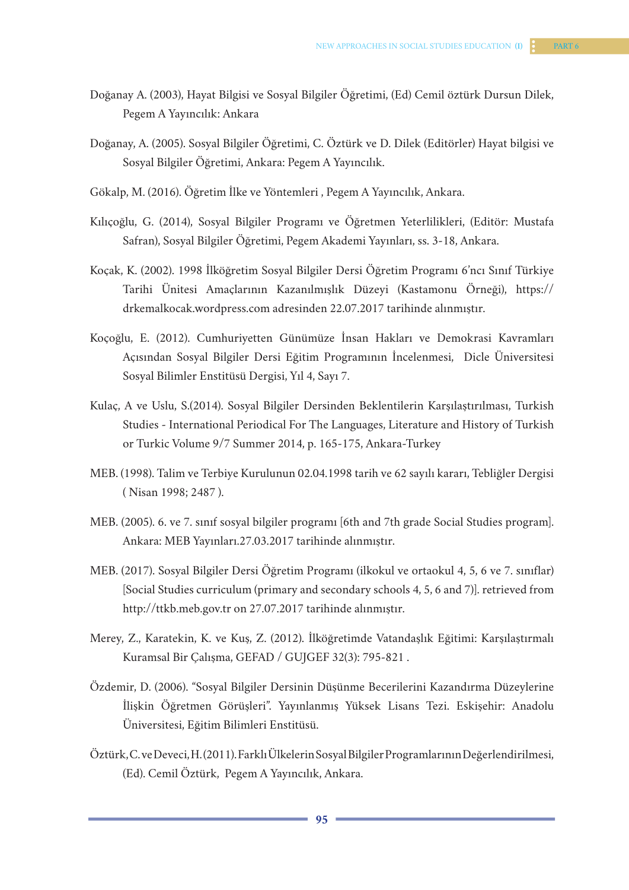Doğanay A. (2003), Hayat Bilgisi ve Sosyal Bilgiler Öğretimi, (Ed) Cemil öztürk Dursun Dilek, Pegem A Yayıncılık: Ankara

Doğanay, A. (2005). Sosyal Bilgiler Öğretimi, C. Öztürk ve D. Dilek (Editörler) Hayat bilgisi ve Sosyal Bilgiler Öğretimi, Ankara: Pegem A Yayıncılık.

Gökalp, M. (2016). Öğretim İlke ve Yöntemleri , Pegem A Yayıncılık, Ankara.

Kılıçoğlu, G. (2014), Sosyal Bilgiler Programı ve Öğretmen Yeterlilikleri, (Editör: Mustafa Safran), Sosyal Bilgiler Öğretimi, Pegem Akademi Yayınları, ss. 3-18, Ankara.

Koçak, K. (2002). 1998 İlköğretim Sosyal Bilgiler Dersi Öğretim Programı 6'ncı Sınıf Türkiye Tarihi Ünitesi Amaçlarının Kazanılmışlık Düzeyi (Kastamonu Örneği), https://drkemalkocak.wordpress.com adresinden 22.07.2017 tarihinde alınmıştır.

Koçoğlu, E. (2012). Cumhuriyetten Günümüze İnsan Hakları ve Demokrasi Kavramları Açısından Sosyal Bilgiler Dersi Eğitim Programının İncelenmesi, Dicle Üniversitesi Sosyal Bilimler Enstitüsü Dergisi, Yıl 4, Sayı 7.

Kulaç, A ve Uslu, S.(2014). Sosyal Bilgiler Dersinden Beklentilerin Karşılaştırılması, Turkish Studies - International Periodical For The Languages, Literature and History of Turkish or Turkic Volume 9/7 Summer 2014, p. 165-175, Ankara-Turkey

MEB. (1998). Talim ve Terbiye Kurulunun 02.04.1998 tarih ve 62 sayılı kararı, Tebliğler Dergisi ( Nisan 1998; 2487 ).

MEB. (2005). 6. ve 7. sınıf sosyal bilgiler programı [6th and 7th grade Social Studies program]. Ankara: MEB Yayınları.27.03.2017 tarihinde alınmıştır.

MEB. (2017). Sosyal Bilgiler Dersi Öğretim Programı (ilkokul ve ortaokul 4, 5, 6 ve 7. sınıflar) [Social Studies curriculum (primary and secondary schools 4, 5, 6 and 7)]. retrieved from http://ttkb.meb.gov.tr on 27.07.2017 tarihinde alınmıştır.

Merey, Z., Karatekin, K. ve Kuş, Z. (2012). İlköğretimde Vatandaşlık Eğitimi: Karşılaştırmalı Kuramsal Bir Çalışma, GEFAD / GUJGEF 32(3): 795-821 .

Özdemir, D. (2006). "Sosyal Bilgiler Dersinin Düşünme Becerilerini Kazandırma Düzeylerine İlişkin Öğretmen Görüşleri". Yayınlanmış Yüksek Lisans Tezi. Eskişehir: Anadolu Üniversitesi, Eğitim Bilimleri Enstitüsü.

Öztürk, C. ve Deveci, H. (2011). Farklı Ülkelerin Sosyal Bilgiler Programlarının Değerlendirilmesi, (Ed). Cemil Öztürk, Pegem A Yayıncılık, Ankara.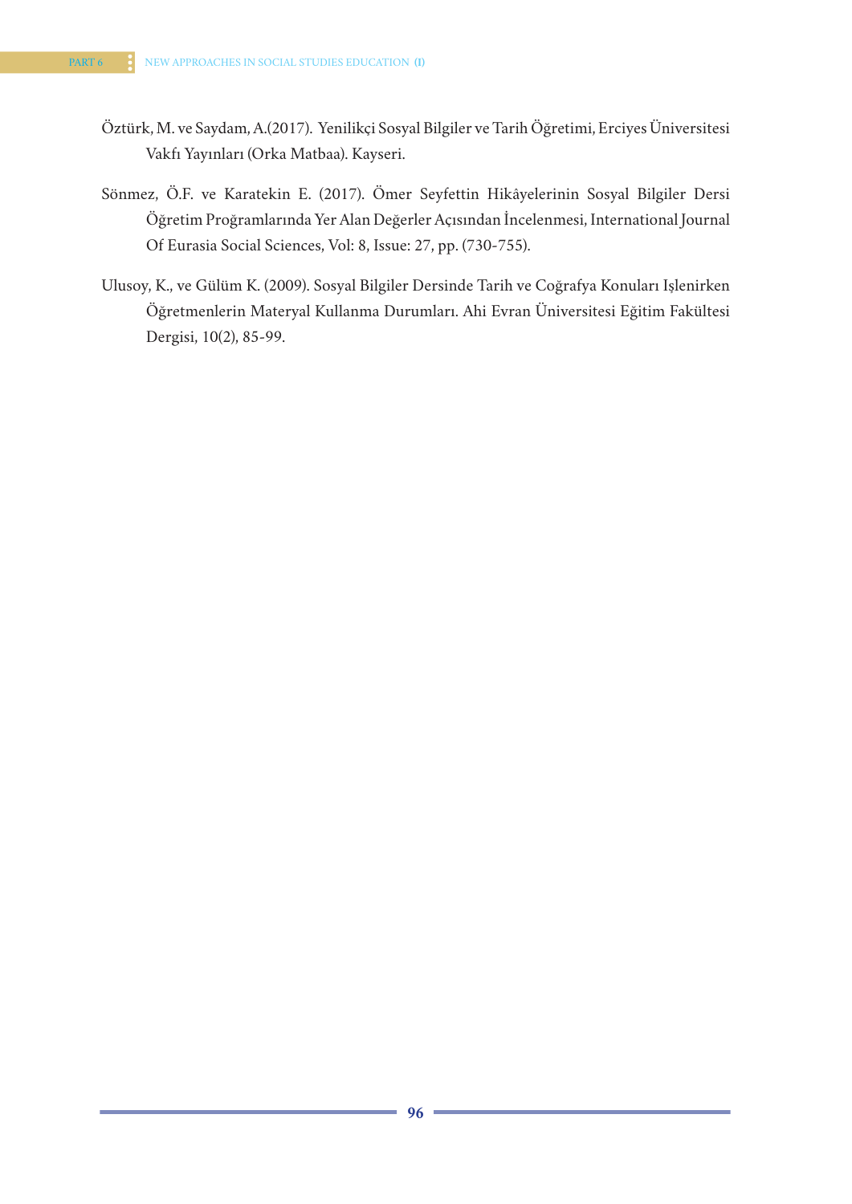Öztürk, M. ve Saydam, A.(2017). Yenilikçi Sosyal Bilgiler ve Tarih Öğretimi, Erciyes Üniversitesi Vakfı Yayınları (Orka Matbaa). Kayseri.

Sönmez, Ö.F. ve Karatekin E. (2017). Ömer Seyfettin Hikâyelerinin Sosyal Bilgiler Dersi Öğretim Proğramlarında Yer Alan Değerler Açısından İncelenmesi, International Journal Of Eurasia Social Sciences, Vol: 8, Issue: 27, pp. (730-755).

Ulusoy, K., ve Gülüm K. (2009). Sosyal Bilgiler Dersinde Tarih ve Coğrafya Konuları Işlenirken Öğretmenlerin Materyal Kullanma Durumları. Ahi Evran Üniversitesi Eğitim Fakültesi Dergisi, 10(2), 85-99.